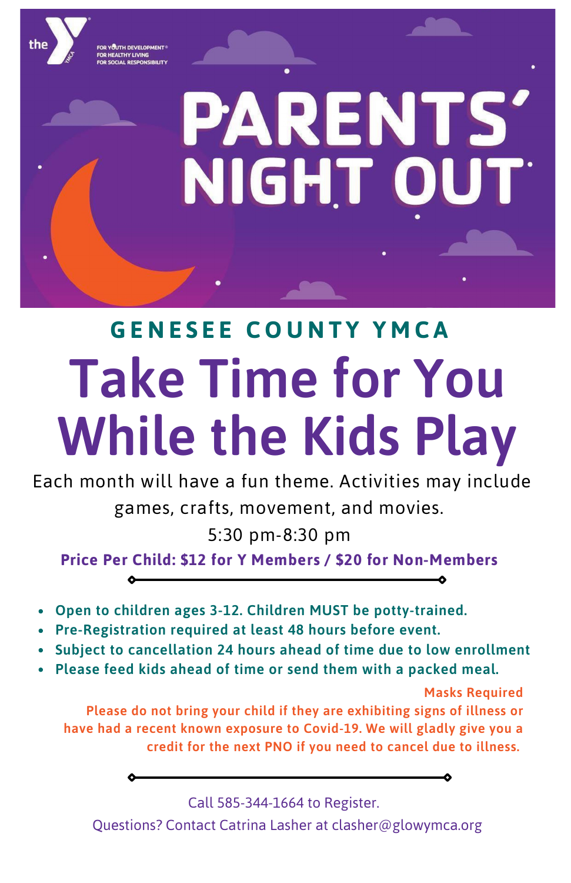the Y — FOR YOUTH DEVELOPMENT® FOR HEALTHY LIVING FOR SOCIAL RESPONSIBILITY

# PARENTS' NIGHT OUT

## GENESEE COUNTY YMCA

# Take Time for You While the Kids Play

Each month will have a fun theme. Activities may include games, crafts, movement, and movies.

5:30 pm-8:30 pm

**Price Per Child: $12 for Y Members / $20 for Non-Members**

- **Open to children ages 3-12. Children MUST be potty-trained.**
- **Pre-Registration required at least 48 hours before event.**
- **Subject to cancellation 24 hours ahead of time due to low enrollment**
- **Please feed kids ahead of time or send them with a packed meal.**

**Masks Required**

**Please do not bring your child if they are exhibiting signs of illness or have had a recent known exposure to Covid-19. We will gladly give you a credit for the next PNO if you need to cancel due to illness.**

Call 585-344-1664 to Register.

Questions? Contact Catrina Lasher at clasher@glowymca.org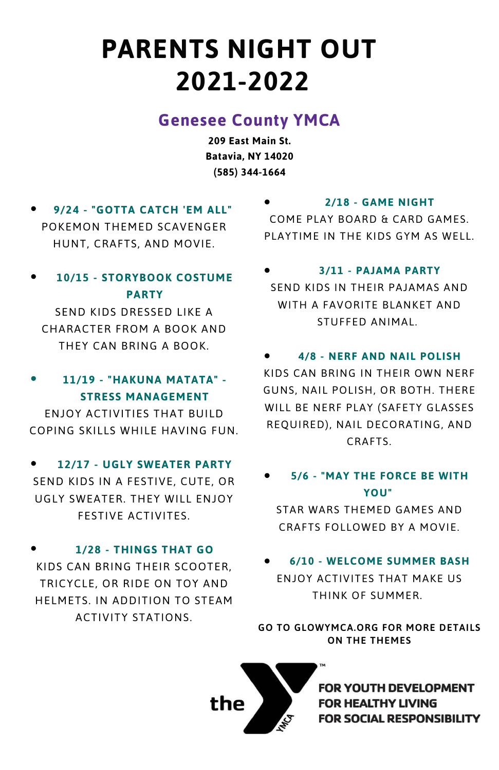# PARENTS NIGHT OUT 2021-2022

## Genesee County YMCA

**209 East Main St.**
**Batavia, NY 14020**
**(585) 344-1664**

- **9/24 - "GOTTA CATCH 'EM ALL"**
  POKEMON THEMED SCAVENGER HUNT, CRAFTS, AND MOVIE.

- **10/15 - STORYBOOK COSTUME PARTY**
  SEND KIDS DRESSED LIKE A CHARACTER FROM A BOOK AND THEY CAN BRING A BOOK.

- **11/19 - "HAKUNA MATATA" - STRESS MANAGEMENT**
  ENJOY ACTIVITIES THAT BUILD COPING SKILLS WHILE HAVING FUN.

- **12/17 - UGLY SWEATER PARTY**
  SEND KIDS IN A FESTIVE, CUTE, OR UGLY SWEATER. THEY WILL ENJOY FESTIVE ACTIVITES.

- **1/28 - THINGS THAT GO**
  KIDS CAN BRING THEIR SCOOTER, TRICYCLE, OR RIDE ON TOY AND HELMETS. IN ADDITION TO STEAM ACTIVITY STATIONS.

- **2/18 - GAME NIGHT**
  COME PLAY BOARD & CARD GAMES. PLAYTIME IN THE KIDS GYM AS WELL.

- **3/11 - PAJAMA PARTY**
  SEND KIDS IN THEIR PAJAMAS AND WITH A FAVORITE BLANKET AND STUFFED ANIMAL.

- **4/8 - NERF AND NAIL POLISH**
  KIDS CAN BRING IN THEIR OWN NERF GUNS, NAIL POLISH, OR BOTH. THERE WILL BE NERF PLAY (SAFETY GLASSES REQUIRED), NAIL DECORATING, AND CRAFTS.

- **5/6 - "MAY THE FORCE BE WITH YOU"**
  STAR WARS THEMED GAMES AND CRAFTS FOLLOWED BY A MOVIE.

- **6/10 - WELCOME SUMMER BASH**
  ENJOY ACTIVITES THAT MAKE US THINK OF SUMMER.

**GO TO GLOWYMCA.ORG FOR MORE DETAILS ON THE THEMES**

the YMCA

**FOR YOUTH DEVELOPMENT**
**FOR HEALTHY LIVING**
**FOR SOCIAL RESPONSIBILITY**